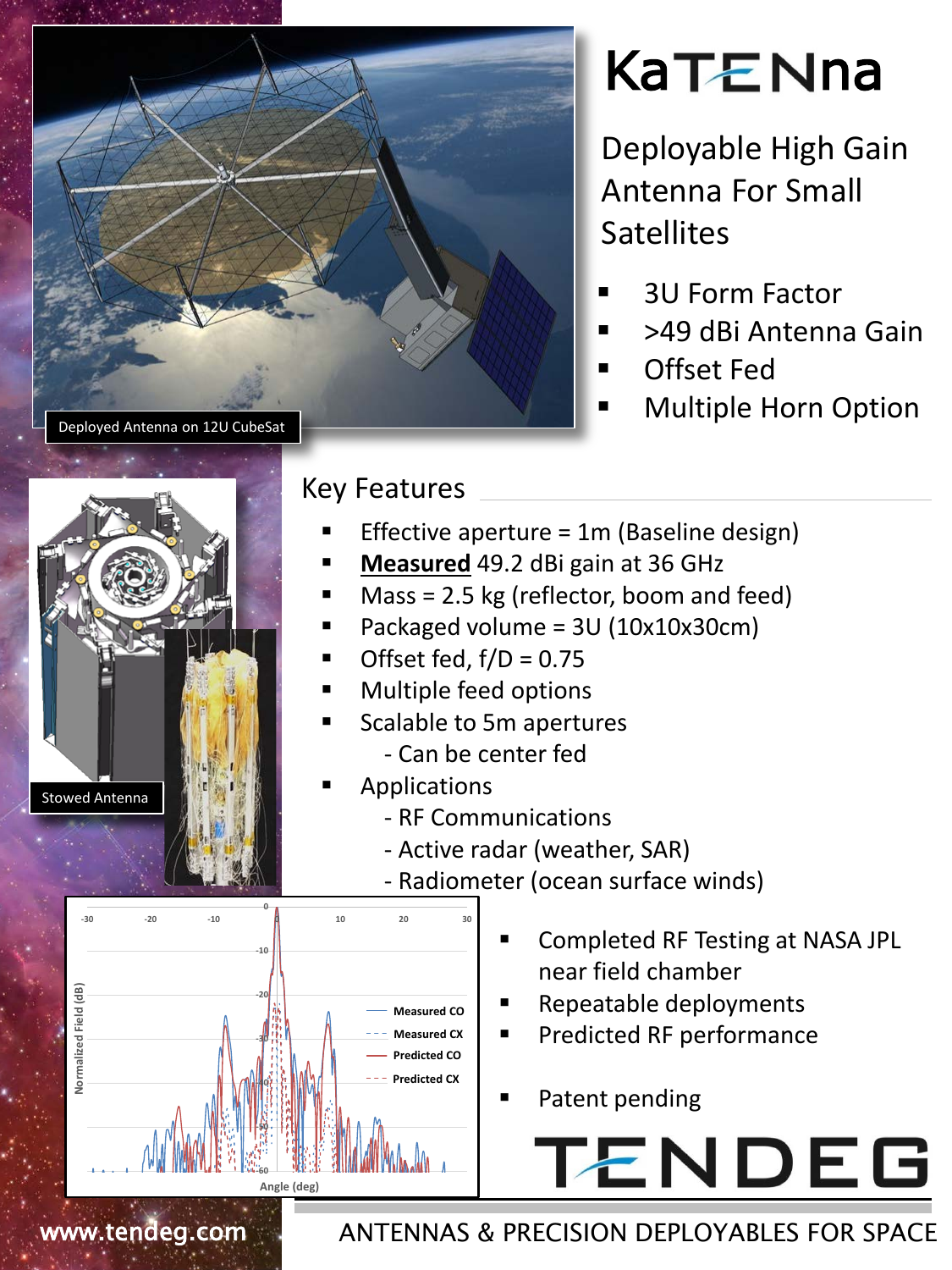# KaTENna

## Deployable High Gain Antenna For Small Satellites

- 3U Form Factor
- >49 dBi Antenna Gain
- Offset Fed
- Multiple Horn Option

Deployed Antenna on 12U CubeSat

## Key Features

- Effective aperture = 1m (Baseline design)
- **Measured** 49.2 dBi gain at 36 GHz
- Mass = 2.5 kg (reflector, boom and feed)
- Packaged volume = 3U (10x10x30cm)
- Offset fed, f/D = 0.75
- Multiple feed options
- Scalable to 5m apertures
  - Can be center fed
- Applications
  - RF Communications
  - Active radar (weather, SAR)
  - Radiometer (ocean surface winds)

Stowed Antenna

- Completed RF Testing at NASA JPL near field chamber
- Repeatable deployments
- Predicted RF performance
- Patent pending

# TENDEG

www.tendeg.com

ANTENNAS & PRECISION DEPLOYABLES FOR SPACE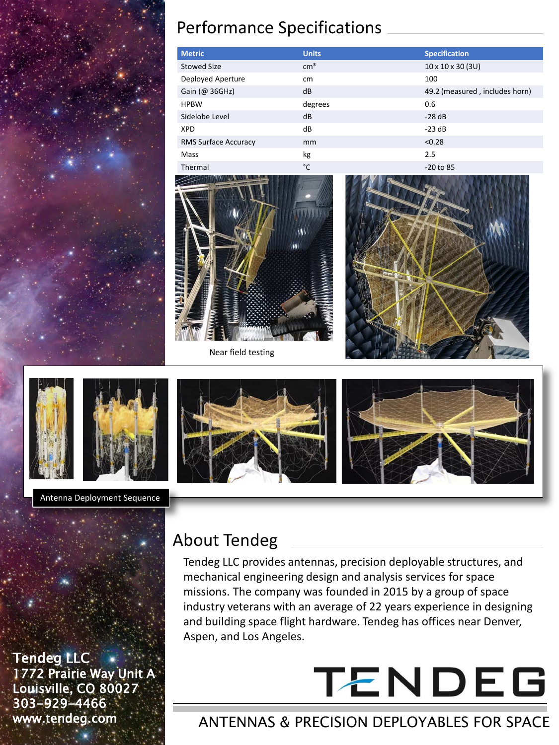## Performance Specifications

| Metric | Units | Specification |
| --- | --- | --- |
| Stowed Size | $cm^3$ | 10 x 10 x 30 (3U) |
| Deployed Aperture | cm | 100 |
| Gain (@ 36GHz) | dB | 49.2 (measured , includes horn) |
| HPBW | degrees | 0.6 |
| Sidelobe Level | dB | -28 dB |
| XPD | dB | -23 dB |
| RMS Surface Accuracy | mm | <0.28 |
| Mass | kg | 2.5 |
| Thermal | °C | -20 to 85 |

Near field testing

Antenna Deployment Sequence

## About Tendeg

Tendeg LLC provides antennas, precision deployable structures, and mechanical engineering design and analysis services for space missions. The company was founded in 2015 by a group of space industry veterans with an average of 22 years experience in designing and building space flight hardware. Tendeg has offices near Denver, Aspen, and Los Angeles.

Tendeg LLC
1772 Prairie Way Unit A
Louisville, CO 80027
303-929-4466
www.tendeg.com

TENDEG

ANTENNAS & PRECISION DEPLOYABLES FOR SPACE